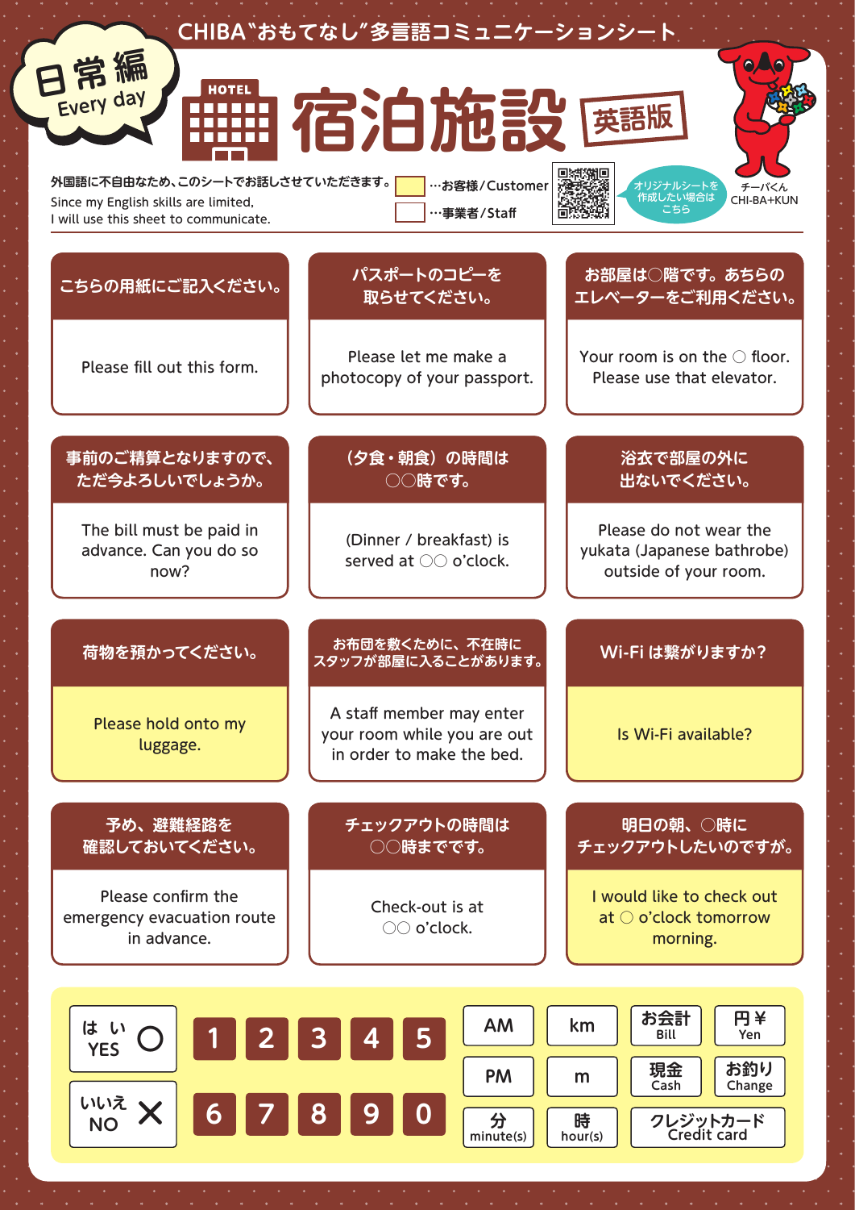# CHIBA"おもてなし"多言語コミュニケーションシート

日常編 Every day

# HOTEL 宿泊施設 英語版

外国語に不自由なため、このシートでお話しさせていただきます。
Since my English skills are limited,
I will use this sheet to communicate.

…お客様/Customer
…事業者/Staff

オリジナルシートを作成したい場合はこちら

チーバくん CHI-BA+KUN

| こちらの用紙にご記入ください。 | パスポートのコピーを取らせてください。 | お部屋は○階です。あちらのエレベーターをご利用ください。 |
|---|---|---|
| Please fill out this form. | Please let me make a photocopy of your passport. | Your room is on the ○ floor. Please use that elevator. |
| **事前のご精算となりますので、ただ今よろしいでしょうか。** | **（夕食・朝食）の時間は○○時です。** | **浴衣で部屋の外に出ないでください。** |
| The bill must be paid in advance. Can you do so now? | (Dinner / breakfast) is served at ○○ o'clock. | Please do not wear the yukata (Japanese bathrobe) outside of your room. |
| **荷物を預かってください。** | **お布団を敷くために、不在時にスタッフが部屋に入ることがあります。** | **Wi-Fi は繋がりますか？** |
| Please hold onto my luggage. | A staff member may enter your room while you are out in order to make the bed. | Is Wi-Fi available? |
| **予め、避難経路を確認しておいてください。** | **チェックアウトの時間は○○時までです。** | **明日の朝、○時にチェックアウトしたいのですが。** |
| Please confirm the emergency evacuation route in advance. | Check-out is at ○○ o'clock. | I would like to check out at ○ o'clock tomorrow morning. |

はい YES ○
いいえ NO ✕

1 2 3 4 5 6 7 8 9 0

AM | PM | 分 minute(s) | km | m | 時 hour(s) | お会計 Bill | 現金 Cash | 円¥ Yen | お釣り Change | クレジットカード Credit card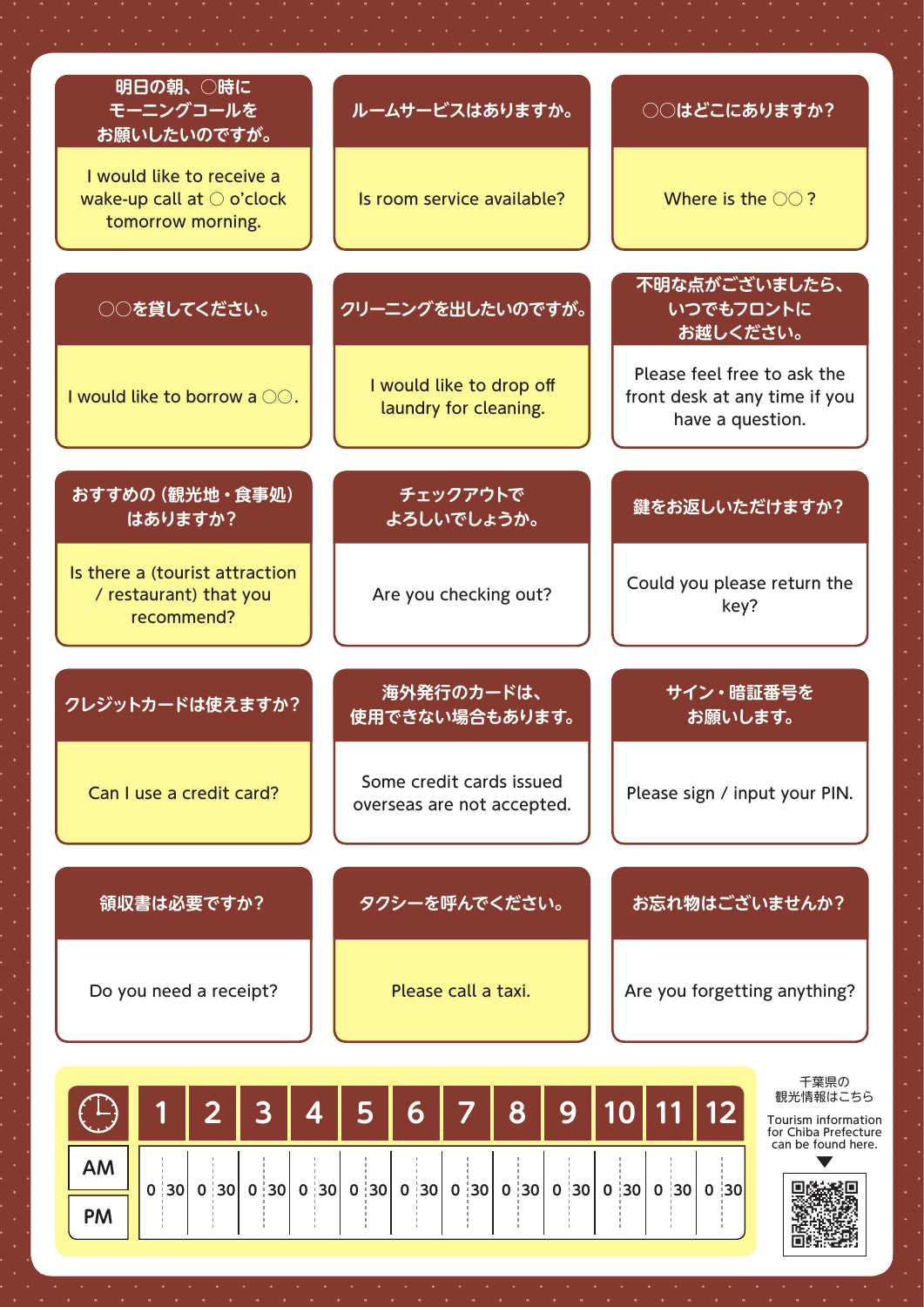## 明日の朝、○時にモーニングコールをお願いしたいのですが。

I would like to receive a wake-up call at ○ o'clock tomorrow morning.

## ルームサービスはありますか。

Is room service available?

## ○○はどこにありますか？

Where is the ○○ ?

## ○○を貸してください。

I would like to borrow a ○○.

## クリーニングを出したいのですが。

I would like to drop off laundry for cleaning.

## 不明な点がございましたら、いつでもフロントにお越しください。

Please feel free to ask the front desk at any time if you have a question.

## おすすめの（観光地・食事処）はありますか？

Is there a (tourist attraction / restaurant) that you recommend?

## チェックアウトでよろしいでしょうか。

Are you checking out?

## 鍵をお返しいただけますか？

Could you please return the key?

## クレジットカードは使えますか？

Can I use a credit card?

## 海外発行のカードは、使用できない場合もあります。

Some credit cards issued overseas are not accepted.

## サイン・暗証番号をお願いします。

Please sign / input your PIN.

## 領収書は必要ですか？

Do you need a receipt?

## タクシーを呼んでください。

Please call a taxi.

## お忘れ物はございませんか？

Are you forgetting anything?

| | 1 | 2 | 3 | 4 | 5 | 6 | 7 | 8 | 9 | 10 | 11 | 12 |
|---|---|---|---|---|---|---|---|---|---|---|---|---|
| AM / PM | 0 30 | 0 30 | 0 30 | 0 30 | 0 30 | 0 30 | 0 30 | 0 30 | 0 30 | 0 30 | 0 30 | 0 30 |

千葉県の観光情報はこちら

Tourism information for Chiba Prefecture can be found here.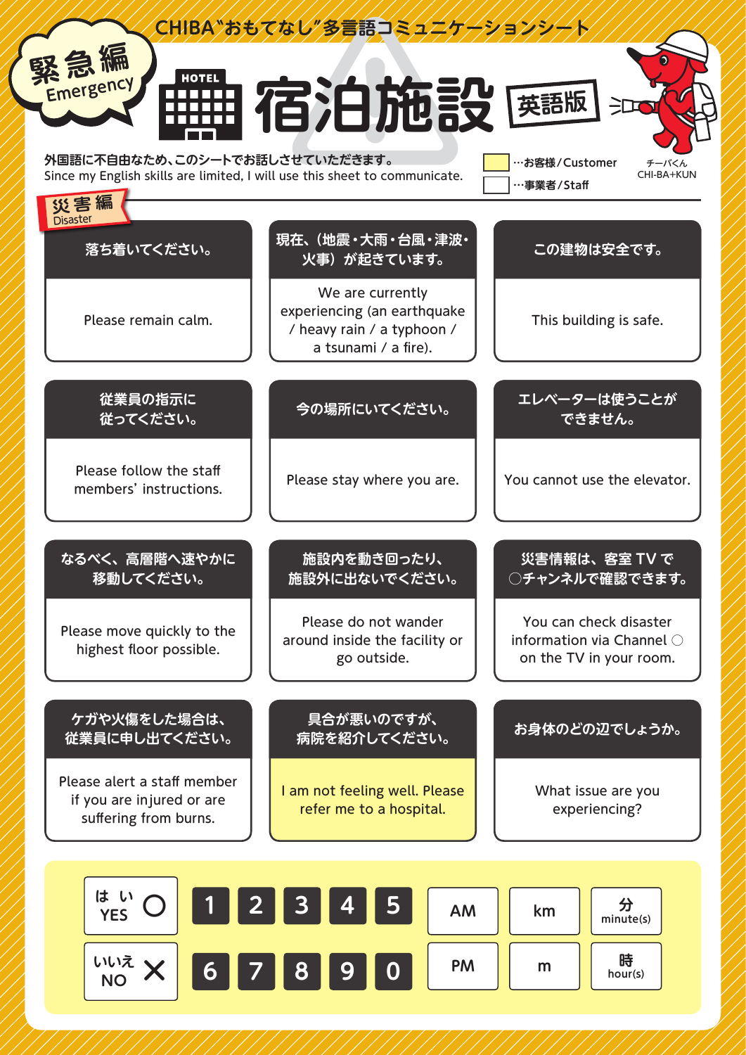CHIBA"おもてなし"多言語コミュニケーションシート

緊急編 Emergency

# 宿泊施設 英語版

HOTEL

外国語に不自由なため、このシートでお話しさせていただきます。
Since my English skills are limited, I will use this sheet to communicate.

…お客様/Customer
…事業者/Staff

チーバくん
CHI-BA+KUN

## 災害編 Disaster

| 落ち着いてください。 | 現在、(地震・大雨・台風・津波・火事)が起きています。 | この建物は安全です。 |
|---|---|---|
| Please remain calm. | We are currently experiencing (an earthquake / heavy rain / a typhoon / a tsunami / a fire). | This building is safe. |

| 従業員の指示に従ってください。 | 今の場所にいてください。 | エレベーターは使うことができません。 |
|---|---|---|
| Please follow the staff members' instructions. | Please stay where you are. | You cannot use the elevator. |

| なるべく、高層階へ速やかに移動してください。 | 施設内を動き回ったり、施設外に出ないでください。 | 災害情報は、客室 TV で○チャンネルで確認できます。 |
|---|---|---|
| Please move quickly to the highest floor possible. | Please do not wander around inside the facility or go outside. | You can check disaster information via Channel ○ on the TV in your room. |

| ケガや火傷をした場合は、従業員に申し出てください。 | 具合が悪いのですが、病院を紹介してください。 | お身体のどの辺でしょうか。 |
|---|---|---|
| Please alert a staff member if you are injured or are suffering from burns. | I am not feeling well. Please refer me to a hospital. | What issue are you experiencing? |

| はい YES ○ | 1 | 2 | 3 | 4 | 5 | AM | km | 分 minute(s) |
|---|---|---|---|---|---|---|---|---|
| いいえ NO ✕ | 6 | 7 | 8 | 9 | 0 | PM | m | 時 hour(s) |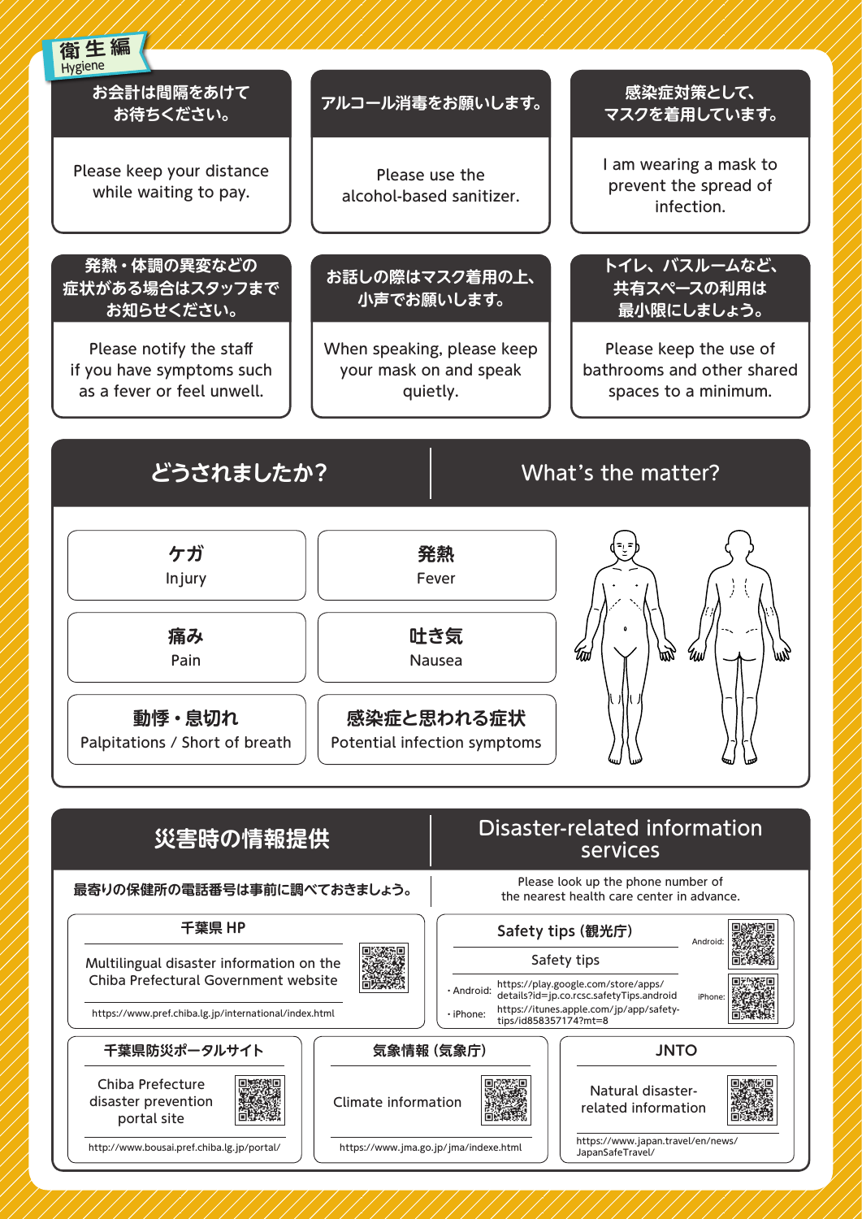## 衛生編 Hygiene

**お会計は間隔をあけてお待ちください。**
Please keep your distance while waiting to pay.

**アルコール消毒をお願いします。**
Please use the alcohol-based sanitizer.

**感染症対策として、マスクを着用しています。**
I am wearing a mask to prevent the spread of infection.

**発熱・体調の異変などの症状がある場合はスタッフまでお知らせください。**
Please notify the staff if you have symptoms such as a fever or feel unwell.

**お話しの際はマスク着用の上、小声でお願いします。**
When speaking, please keep your mask on and speak quietly.

**トイレ、バスルームなど、共有スペースの利用は最小限にしましょう。**
Please keep the use of bathrooms and other shared spaces to a minimum.

## どうされましたか？ / What's the matter?

| | |
|---|---|
| ケガ<br>Injury | 発熱<br>Fever |
| 痛み<br>Pain | 吐き気<br>Nausea |
| 動悸・息切れ<br>Palpitations / Short of breath | 感染症と思われる症状<br>Potential infection symptoms |

## 災害時の情報提供 / Disaster-related information services

最寄りの保健所の電話番号は事前に調べておきましょう。
Please look up the phone number of the nearest health care center in advance.

**千葉県 HP**
Multilingual disaster information on the Chiba Prefectural Government website
https://www.pref.chiba.lg.jp/international/index.html

**Safety tips (観光庁)**
Safety tips
- Android: https://play.google.com/store/apps/details?id=jp.co.rcsc.safetyTips.android
- iPhone: https://itunes.apple.com/jp/app/safety-tips/id858357174?mt=8

**千葉県防災ポータルサイト**
Chiba Prefecture disaster prevention portal site
http://www.bousai.pref.chiba.lg.jp/portal/

**気象情報 (気象庁)**
Climate information
https://www.jma.go.jp/jma/indexe.html

**JNTO**
Natural disaster-related information
https://www.japan.travel/en/news/JapanSafeTravel/